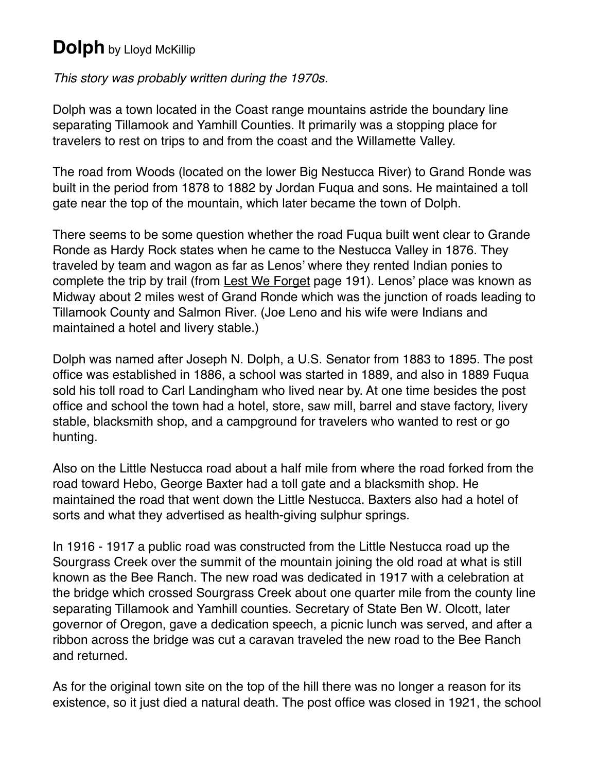# **Dolph** by Lloyd McKillip

*This story was probably written during the 1970s.*

Dolph was a town located in the Coast range mountains astride the boundary line separating Tillamook and Yamhill Counties. It primarily was a stopping place for travelers to rest on trips to and from the coast and the Willamette Valley.

The road from Woods (located on the lower Big Nestucca River) to Grand Ronde was built in the period from 1878 to 1882 by Jordan Fuqua and sons. He maintained a toll gate near the top of the mountain, which later became the town of Dolph.

There seems to be some question whether the road Fuqua built went clear to Grande Ronde as Hardy Rock states when he came to the Nestucca Valley in 1876. They traveled by team and wagon as far as Lenos' where they rented Indian ponies to complete the trip by trail (from Lest We Forget page 191). Lenos' place was known as Midway about 2 miles west of Grand Ronde which was the junction of roads leading to Tillamook County and Salmon River. (Joe Leno and his wife were Indians and maintained a hotel and livery stable.)

Dolph was named after Joseph N. Dolph, a U.S. Senator from 1883 to 1895. The post office was established in 1886, a school was started in 1889, and also in 1889 Fuqua sold his toll road to Carl Landingham who lived near by. At one time besides the post office and school the town had a hotel, store, saw mill, barrel and stave factory, livery stable, blacksmith shop, and a campground for travelers who wanted to rest or go hunting.

Also on the Little Nestucca road about a half mile from where the road forked from the road toward Hebo, George Baxter had a toll gate and a blacksmith shop. He maintained the road that went down the Little Nestucca. Baxters also had a hotel of sorts and what they advertised as health-giving sulphur springs.

In 1916 - 1917 a public road was constructed from the Little Nestucca road up the Sourgrass Creek over the summit of the mountain joining the old road at what is still known as the Bee Ranch. The new road was dedicated in 1917 with a celebration at the bridge which crossed Sourgrass Creek about one quarter mile from the county line separating Tillamook and Yamhill counties. Secretary of State Ben W. Olcott, later governor of Oregon, gave a dedication speech, a picnic lunch was served, and after a ribbon across the bridge was cut a caravan traveled the new road to the Bee Ranch and returned.

As for the original town site on the top of the hill there was no longer a reason for its existence, so it just died a natural death. The post office was closed in 1921, the school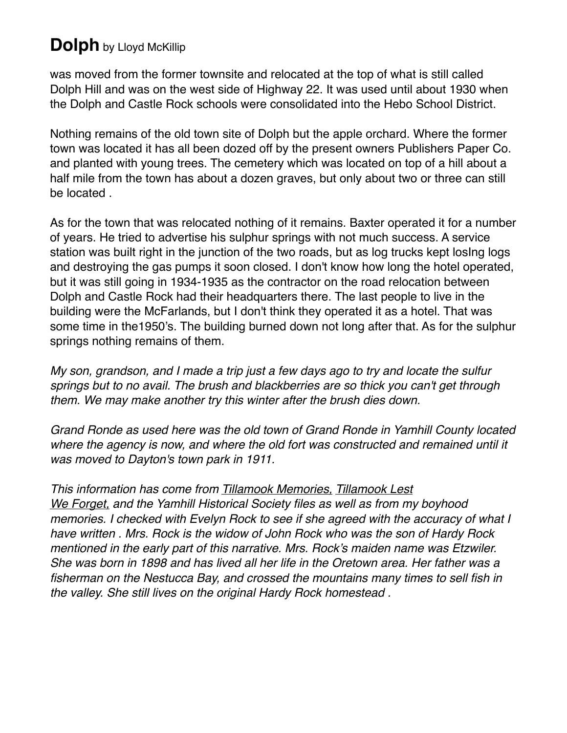was moved from the former townsite and relocated at the top of what is still called Dolph Hill and was on the west side of Highway 22. It was used until about 1930 when the Dolph and Castle Rock schools were consolidated into the Hebo School District.

Nothing remains of the old town site of Dolph but the apple orchard. Where the former town was located it has all been dozed off by the present owners Publishers Paper Co. and planted with young trees. The cemetery which was located on top of a hill about a half mile from the town has about a dozen graves, but only about two or three can still be located .

As for the town that was relocated nothing of it remains. Baxter operated it for a number of years. He tried to advertise his sulphur springs with not much success. A service station was built right in the junction of the two roads, but as log trucks kept losIng logs and destroying the gas pumps it soon closed. I don't know how long the hotel operated, but it was still going in 1934-1935 as the contractor on the road relocation between Dolph and Castle Rock had their headquarters there. The last people to live in the building were the McFarlands, but I don't think they operated it as a hotel. That was some time in the1950's. The building burned down not long after that. As for the sulphur springs nothing remains of them.

*My son, grandson, and I made a trip just a few days ago to try and locate the sulfur springs but to no avail. The brush and blackberries are so thick you can't get through them. We may make another try this winter after the brush dies down.*

*Grand Ronde as used here was the old town of Grand Ronde in Yamhill County located where the agency is now, and where the old fort was constructed and remained until it was moved to Dayton's town park in 1911.*

*This information has come from Tillamook Memories, Tillamook Lest We Forget, and the Yamhill Historical Society files as well as from my boyhood memories. I checked with Evelyn Rock to see if she agreed with the accuracy of what I have written . Mrs. Rock is the widow of John Rock who was the son of Hardy Rock mentioned in the early part of this narrative. Mrs. Rock's maiden name was Etzwiler. She was born in 1898 and has lived all her life in the Oretown area. Her father was a fisherman on the Nestucca Bay, and crossed the mountains many times to sell fish in the valley. She still lives on the original Hardy Rock homestead .*